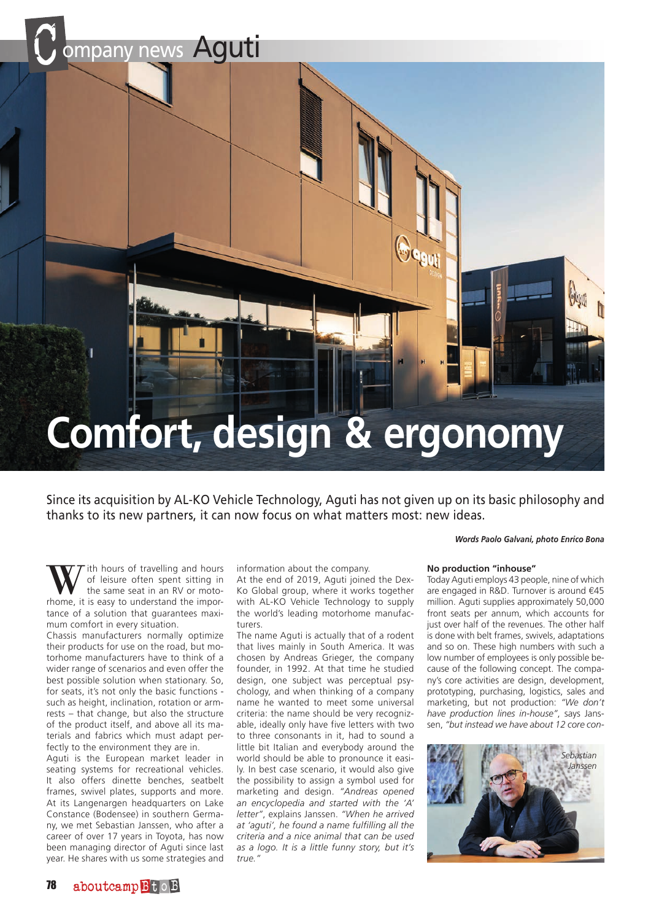# Company news Aguti

# Comfort, design & ergonomy

Since its acquisition by AL-KO Vehicle Technology, Aguti has not given up on its basic philosophy and thanks to its new partners, it can now focus on what matters most: new ideas.

***Words Paolo Galvani, photo Enrico Bona***

With hours of travelling and hours of leisure often spent sitting in the same seat in an RV or motorhome, it is easy to understand the importance of a solution that guarantees maximum comfort in every situation.

Chassis manufacturers normally optimize their products for use on the road, but motorhome manufacturers have to think of a wider range of scenarios and even offer the best possible solution when stationary. So, for seats, it's not only the basic functions - such as height, inclination, rotation or armrests – that change, but also the structure of the product itself, and above all its materials and fabrics which must adapt perfectly to the environment they are in.

Aguti is the European market leader in seating systems for recreational vehicles. It also offers dinette benches, seatbelt frames, swivel plates, supports and more. At its Langenargen headquarters on Lake Constance (Bodensee) in southern Germany, we met Sebastian Janssen, who after a career of over 17 years in Toyota, has now been managing director of Aguti since last year. He shares with us some strategies and information about the company.

At the end of 2019, Aguti joined the Dex-Ko Global group, where it works together with AL-KO Vehicle Technology to supply the world's leading motorhome manufacturers.

The name Aguti is actually that of a rodent that lives mainly in South America. It was chosen by Andreas Grieger, the company founder, in 1992. At that time he studied design, one subject was perceptual psychology, and when thinking of a company name he wanted to meet some universal criteria: the name should be very recognizable, ideally only have five letters with two to three consonants in it, had to sound a little bit Italian and everybody around the world should be able to pronounce it easily. In best case scenario, it would also give the possibility to assign a symbol used for marketing and design. *"Andreas opened an encyclopedia and started with the 'A' letter"*, explains Janssen. *"When he arrived at 'aguti', he found a name fulfilling all the criteria and a nice animal that can be used as a logo. It is a little funny story, but it's true."*

**No production "inhouse"**

Today Aguti employs 43 people, nine of which are engaged in R&D. Turnover is around €45 million. Aguti supplies approximately 50,000 front seats per annum, which accounts for just over half of the revenues. The other half is done with belt frames, swivels, adaptations and so on. These high numbers with such a low number of employees is only possible because of the following concept. The company's core activities are design, development, prototyping, purchasing, logistics, sales and marketing, but not production: *"We don't have production lines in-house"*, says Janssen, *"but instead we have about 12 core con-*

*Sebastian Janssen*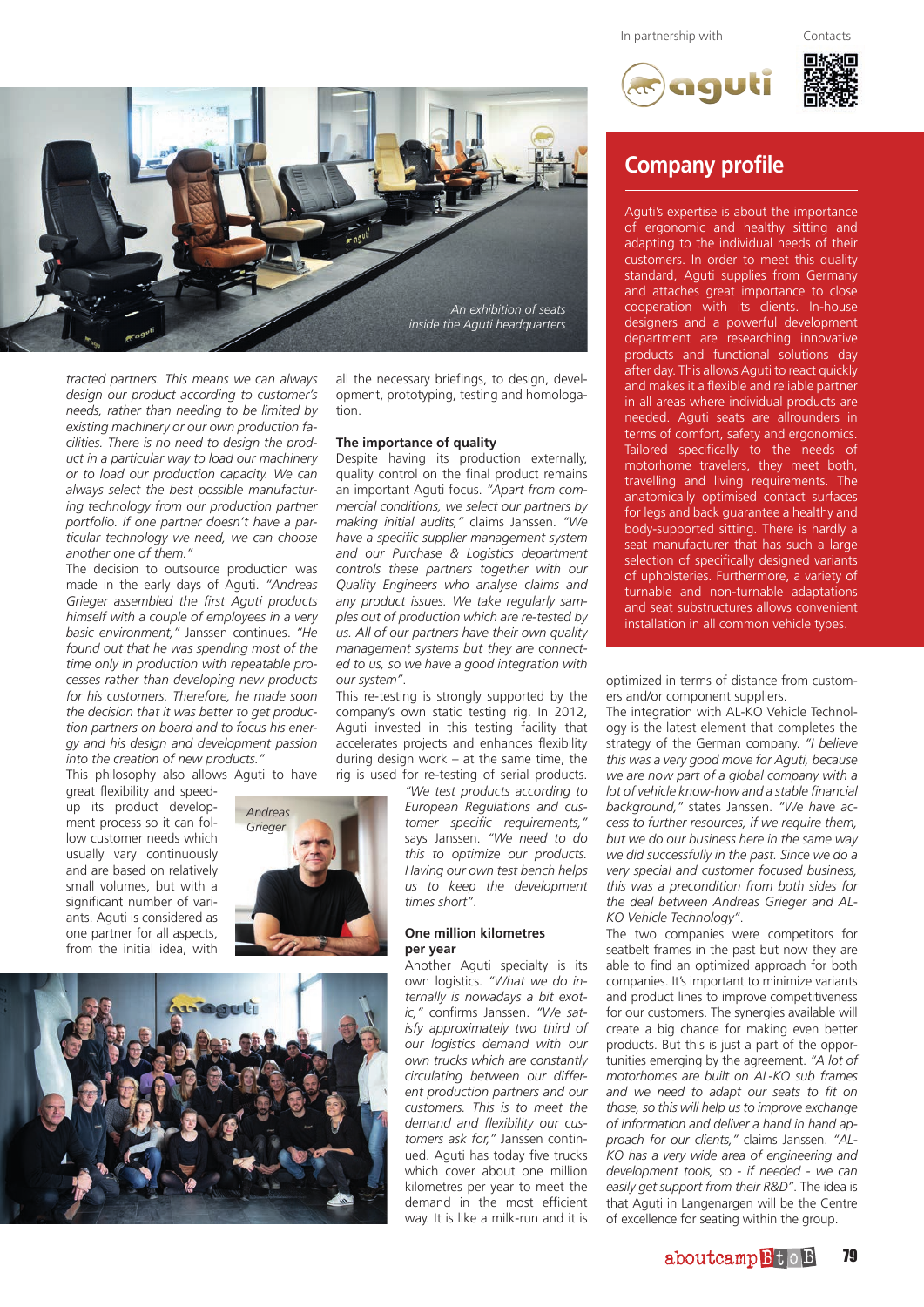In partnership with

Contacts

*An exhibition of seats inside the Aguti headquarters*

*tracted partners. This means we can always design our product according to customer's needs, rather than needing to be limited by existing machinery or our own production facilities. There is no need to design the product in a particular way to load our machinery or to load our production capacity. We can always select the best possible manufacturing technology from our production partner portfolio. If one partner doesn't have a particular technology we need, we can choose another one of them."*

The decision to outsource production was made in the early days of Aguti. *"Andreas Grieger assembled the first Aguti products himself with a couple of employees in a very basic environment,"* Janssen continues. *"He found out that he was spending most of the time only in production with repeatable processes rather than developing new products for his customers. Therefore, he made soon the decision that it was better to get production partners on board and to focus his energy and his design and development passion into the creation of new products."*

This philosophy also allows Aguti to have great flexibility and speed-up its product development process so it can follow customer needs which usually vary continuously and are based on relatively small volumes, but with a significant number of variants. Aguti is considered as one partner for all aspects, from the initial idea, with all the necessary briefings, to design, development, prototyping, testing and homologation.

*Andreas Grieger*

### The importance of quality

Despite having its production externally, quality control on the final product remains an important Aguti focus. *"Apart from commercial conditions, we select our partners by making initial audits,"* claims Janssen. *"We have a specific supplier management system and our Purchase & Logistics department controls these partners together with our Quality Engineers who analyse claims and any product issues. We take regularly samples out of production which are re-tested by us. All of our partners have their own quality management systems but they are connected to us, so we have a good integration with our system".*

This re-testing is strongly supported by the company's own static testing rig. In 2012, Aguti invested in this testing facility that accelerates projects and enhances flexibility during design work – at the same time, the rig is used for re-testing of serial products. *"We test products according to European Regulations and customer specific requirements,"* says Janssen. *"We need to do this to optimize our products. Having our own test bench helps us to keep the development times short".*

### One million kilometres per year

Another Aguti specialty is its own logistics. *"What we do internally is nowadays a bit exotic,"* confirms Janssen. *"We satisfy approximately two third of our logistics demand with our own trucks which are constantly circulating between our different production partners and our customers. This is to meet the demand and flexibility our customers ask for,"* Janssen continued. Aguti has today five trucks which cover about one million kilometres per year to meet the demand in the most efficient way. It is like a milk-run and it is optimized in terms of distance from customers and/or component suppliers.

The integration with AL-KO Vehicle Technology is the latest element that completes the strategy of the German company. *"I believe this was a very good move for Aguti, because we are now part of a global company with a lot of vehicle know-how and a stable financial background,"* states Janssen. *"We have access to further resources, if we require them, but we do our business here in the same way we did successfully in the past. Since we do a very special and customer focused business, this was a precondition from both sides for the deal between Andreas Grieger and AL-KO Vehicle Technology".*

The two companies were competitors for seatbelt frames in the past but now they are able to find an optimized approach for both companies. It's important to minimize variants and product lines to improve competitiveness for our customers. The synergies available will create a big chance for making even better products. But this is just a part of the opportunities emerging by the agreement. *"A lot of motorhomes are built on AL-KO sub frames and we need to adapt our seats to fit on those, so this will help us to improve exchange of information and deliver a hand in hand approach for our clients,"* claims Janssen. *"AL-KO has a very wide area of engineering and development tools, so - if needed - we can easily get support from their R&D".* The idea is that Aguti in Langenargen will be the Centre of excellence for seating within the group.

## Company profile

Aguti's expertise is about the importance of ergonomic and healthy sitting and adapting to the individual needs of their customers. In order to meet this quality standard, Aguti supplies from Germany and attaches great importance to close cooperation with its clients. In-house designers and a powerful development department are researching innovative products and functional solutions day after day. This allows Aguti to react quickly and makes it a flexible and reliable partner in all areas where individual products are needed. Aguti seats are allrounders in terms of comfort, safety and ergonomics. Tailored specifically to the needs of motorhome travelers, they meet both, travelling and living requirements. The anatomically optimised contact surfaces for legs and back guarantee a healthy and body-supported sitting. There is hardly a seat manufacturer that has such a large selection of specifically designed variants of upholsteries. Furthermore, a variety of turnable and non-turnable adaptations and seat substructures allows convenient installation in all common vehicle types.